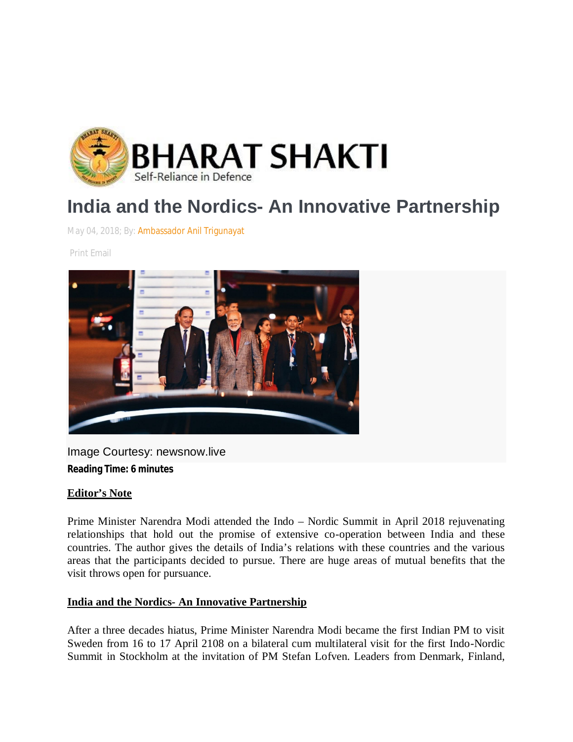BHARAT SHAKTI
Self-Reliance in Defence

# India and the Nordics- An Innovative Partnership

May 04, 2018; By: Ambassador Anil Trigunayat

Print Email

Image Courtesy: newsnow.live

**Reading Time: 6 minutes**

**Editor's Note**

Prime Minister Narendra Modi attended the Indo – Nordic Summit in April 2018 rejuvenating relationships that hold out the promise of extensive co-operation between India and these countries. The author gives the details of India's relations with these countries and the various areas that the participants decided to pursue. There are huge areas of mutual benefits that the visit throws open for pursuance.

**India and the Nordics- An Innovative Partnership**

After a three decades hiatus, Prime Minister Narendra Modi became the first Indian PM to visit Sweden from 16 to 17 April 2108 on a bilateral cum multilateral visit for the first Indo-Nordic Summit in Stockholm at the invitation of PM Stefan Lofven. Leaders from Denmark, Finland,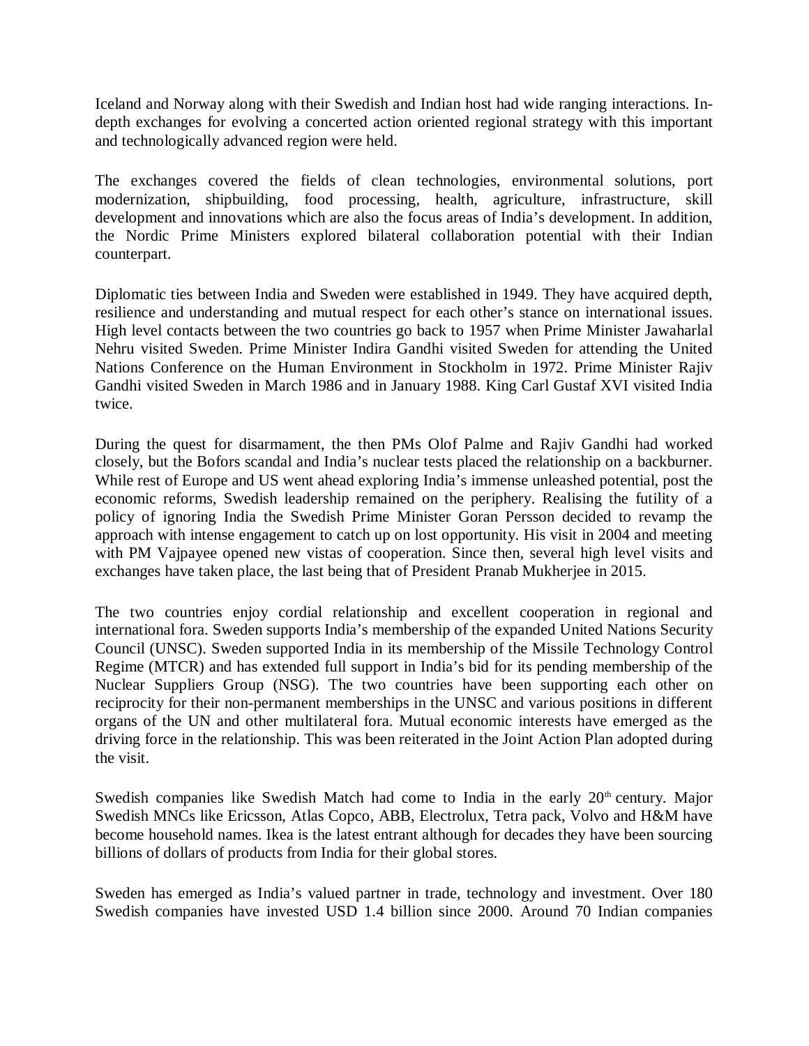Iceland and Norway along with their Swedish and Indian host had wide ranging interactions. In-depth exchanges for evolving a concerted action oriented regional strategy with this important and technologically advanced region were held.

The exchanges covered the fields of clean technologies, environmental solutions, port modernization, shipbuilding, food processing, health, agriculture, infrastructure, skill development and innovations which are also the focus areas of India's development. In addition, the Nordic Prime Ministers explored bilateral collaboration potential with their Indian counterpart.

Diplomatic ties between India and Sweden were established in 1949. They have acquired depth, resilience and understanding and mutual respect for each other's stance on international issues. High level contacts between the two countries go back to 1957 when Prime Minister Jawaharlal Nehru visited Sweden. Prime Minister Indira Gandhi visited Sweden for attending the United Nations Conference on the Human Environment in Stockholm in 1972. Prime Minister Rajiv Gandhi visited Sweden in March 1986 and in January 1988. King Carl Gustaf XVI visited India twice.

During the quest for disarmament, the then PMs Olof Palme and Rajiv Gandhi had worked closely, but the Bofors scandal and India's nuclear tests placed the relationship on a backburner. While rest of Europe and US went ahead exploring India's immense unleashed potential, post the economic reforms, Swedish leadership remained on the periphery. Realising the futility of a policy of ignoring India the Swedish Prime Minister Goran Persson decided to revamp the approach with intense engagement to catch up on lost opportunity. His visit in 2004 and meeting with PM Vajpayee opened new vistas of cooperation. Since then, several high level visits and exchanges have taken place, the last being that of President Pranab Mukherjee in 2015.

The two countries enjoy cordial relationship and excellent cooperation in regional and international fora. Sweden supports India's membership of the expanded United Nations Security Council (UNSC). Sweden supported India in its membership of the Missile Technology Control Regime (MTCR) and has extended full support in India's bid for its pending membership of the Nuclear Suppliers Group (NSG). The two countries have been supporting each other on reciprocity for their non-permanent memberships in the UNSC and various positions in different organs of the UN and other multilateral fora. Mutual economic interests have emerged as the driving force in the relationship. This was been reiterated in the Joint Action Plan adopted during the visit.

Swedish companies like Swedish Match had come to India in the early 20th century. Major Swedish MNCs like Ericsson, Atlas Copco, ABB, Electrolux, Tetra pack, Volvo and H&M have become household names. Ikea is the latest entrant although for decades they have been sourcing billions of dollars of products from India for their global stores.

Sweden has emerged as India's valued partner in trade, technology and investment. Over 180 Swedish companies have invested USD 1.4 billion since 2000. Around 70 Indian companies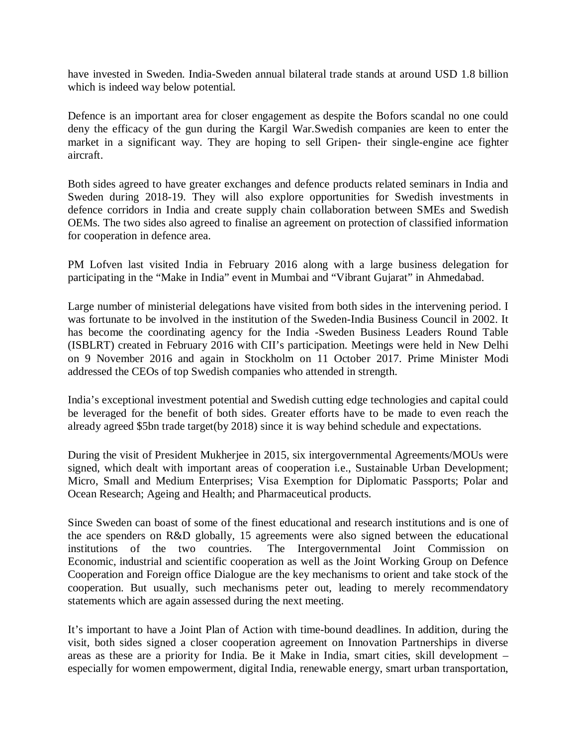have invested in Sweden. India-Sweden annual bilateral trade stands at around USD 1.8 billion which is indeed way below potential.

Defence is an important area for closer engagement as despite the Bofors scandal no one could deny the efficacy of the gun during the Kargil War.Swedish companies are keen to enter the market in a significant way. They are hoping to sell Gripen- their single-engine ace fighter aircraft.

Both sides agreed to have greater exchanges and defence products related seminars in India and Sweden during 2018-19. They will also explore opportunities for Swedish investments in defence corridors in India and create supply chain collaboration between SMEs and Swedish OEMs. The two sides also agreed to finalise an agreement on protection of classified information for cooperation in defence area.

PM Lofven last visited India in February 2016 along with a large business delegation for participating in the "Make in India" event in Mumbai and "Vibrant Gujarat" in Ahmedabad.

Large number of ministerial delegations have visited from both sides in the intervening period. I was fortunate to be involved in the institution of the Sweden-India Business Council in 2002. It has become the coordinating agency for the India -Sweden Business Leaders Round Table (ISBLRT) created in February 2016 with CII's participation. Meetings were held in New Delhi on 9 November 2016 and again in Stockholm on 11 October 2017. Prime Minister Modi addressed the CEOs of top Swedish companies who attended in strength.

India's exceptional investment potential and Swedish cutting edge technologies and capital could be leveraged for the benefit of both sides. Greater efforts have to be made to even reach the already agreed $5bn trade target(by 2018) since it is way behind schedule and expectations.

During the visit of President Mukherjee in 2015, six intergovernmental Agreements/MOUs were signed, which dealt with important areas of cooperation i.e., Sustainable Urban Development; Micro, Small and Medium Enterprises; Visa Exemption for Diplomatic Passports; Polar and Ocean Research; Ageing and Health; and Pharmaceutical products.

Since Sweden can boast of some of the finest educational and research institutions and is one of the ace spenders on R&D globally, 15 agreements were also signed between the educational institutions of the two countries. The Intergovernmental Joint Commission on Economic, industrial and scientific cooperation as well as the Joint Working Group on Defence Cooperation and Foreign office Dialogue are the key mechanisms to orient and take stock of the cooperation. But usually, such mechanisms peter out, leading to merely recommendatory statements which are again assessed during the next meeting.

It's important to have a Joint Plan of Action with time-bound deadlines. In addition, during the visit, both sides signed a closer cooperation agreement on Innovation Partnerships in diverse areas as these are a priority for India. Be it Make in India, smart cities, skill development – especially for women empowerment, digital India, renewable energy, smart urban transportation,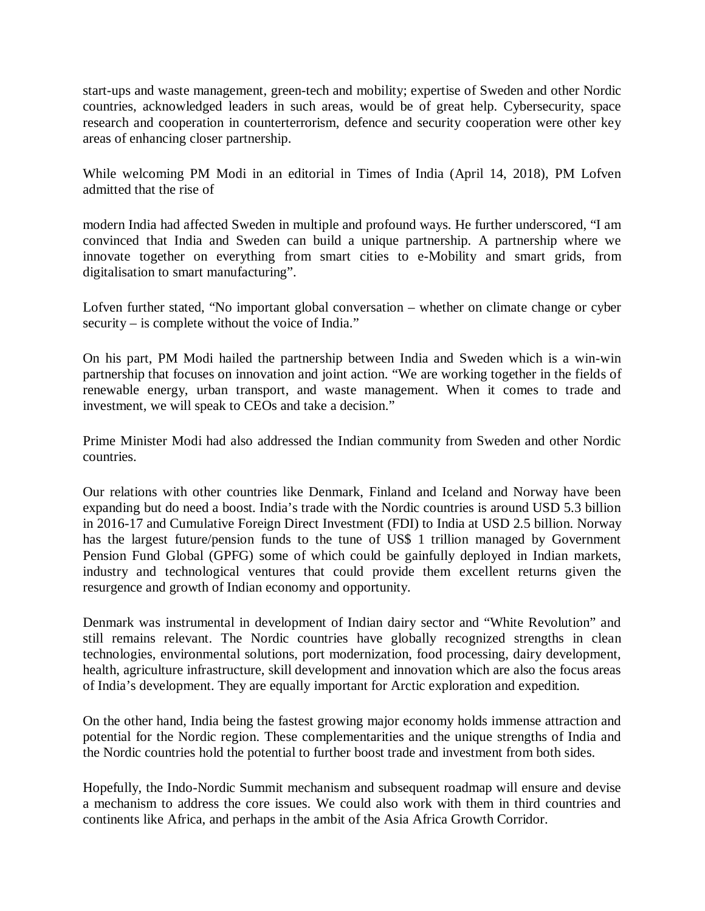start-ups and waste management, green-tech and mobility; expertise of Sweden and other Nordic countries, acknowledged leaders in such areas, would be of great help. Cybersecurity, space research and cooperation in counterterrorism, defence and security cooperation were other key areas of enhancing closer partnership.

While welcoming PM Modi in an editorial in Times of India (April 14, 2018), PM Lofven admitted that the rise of

modern India had affected Sweden in multiple and profound ways. He further underscored, "I am convinced that India and Sweden can build a unique partnership. A partnership where we innovate together on everything from smart cities to e-Mobility and smart grids, from digitalisation to smart manufacturing".

Lofven further stated, "No important global conversation – whether on climate change or cyber security – is complete without the voice of India."

On his part, PM Modi hailed the partnership between India and Sweden which is a win-win partnership that focuses on innovation and joint action. "We are working together in the fields of renewable energy, urban transport, and waste management. When it comes to trade and investment, we will speak to CEOs and take a decision."

Prime Minister Modi had also addressed the Indian community from Sweden and other Nordic countries.

Our relations with other countries like Denmark, Finland and Iceland and Norway have been expanding but do need a boost. India's trade with the Nordic countries is around USD 5.3 billion in 2016-17 and Cumulative Foreign Direct Investment (FDI) to India at USD 2.5 billion. Norway has the largest future/pension funds to the tune of US$ 1 trillion managed by Government Pension Fund Global (GPFG) some of which could be gainfully deployed in Indian markets, industry and technological ventures that could provide them excellent returns given the resurgence and growth of Indian economy and opportunity.

Denmark was instrumental in development of Indian dairy sector and "White Revolution" and still remains relevant. The Nordic countries have globally recognized strengths in clean technologies, environmental solutions, port modernization, food processing, dairy development, health, agriculture infrastructure, skill development and innovation which are also the focus areas of India's development. They are equally important for Arctic exploration and expedition.

On the other hand, India being the fastest growing major economy holds immense attraction and potential for the Nordic region. These complementarities and the unique strengths of India and the Nordic countries hold the potential to further boost trade and investment from both sides.

Hopefully, the Indo-Nordic Summit mechanism and subsequent roadmap will ensure and devise a mechanism to address the core issues. We could also work with them in third countries and continents like Africa, and perhaps in the ambit of the Asia Africa Growth Corridor.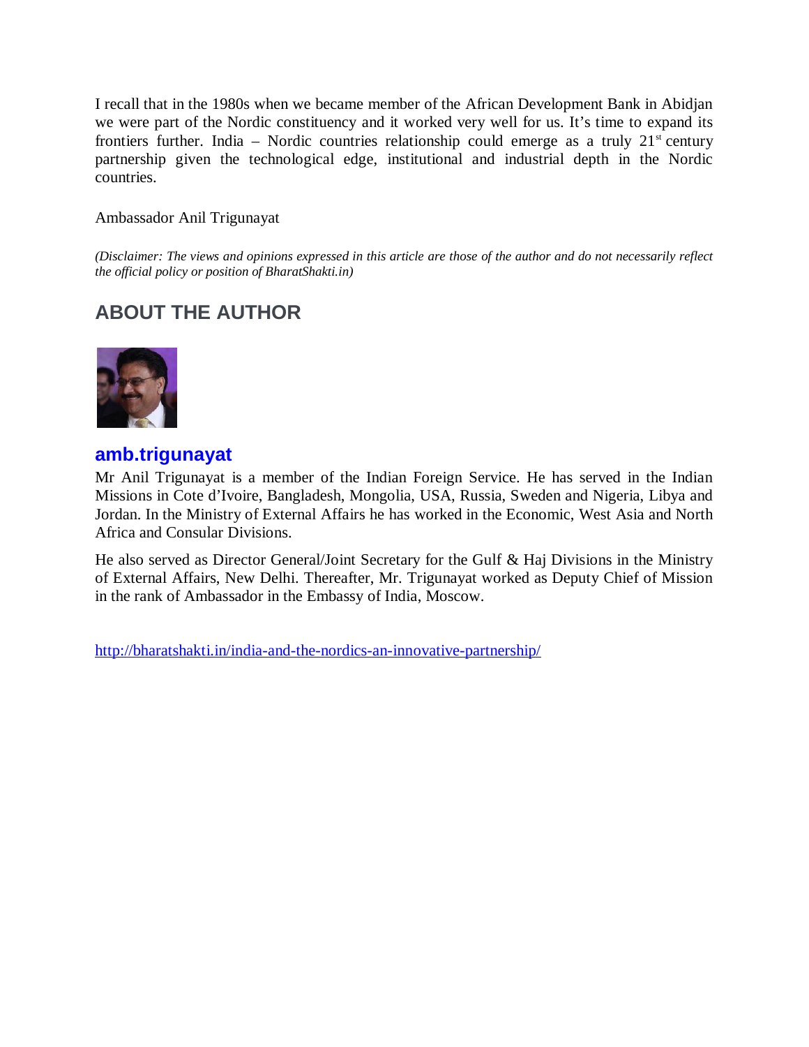I recall that in the 1980s when we became member of the African Development Bank in Abidjan we were part of the Nordic constituency and it worked very well for us. It's time to expand its frontiers further. India – Nordic countries relationship could emerge as a truly 21st century partnership given the technological edge, institutional and industrial depth in the Nordic countries.

Ambassador Anil Trigunayat

*(Disclaimer: The views and opinions expressed in this article are those of the author and do not necessarily reflect the official policy or position of BharatShakti.in)*

## ABOUT THE AUTHOR

### amb.trigunayat

Mr Anil Trigunayat is a member of the Indian Foreign Service. He has served in the Indian Missions in Cote d'Ivoire, Bangladesh, Mongolia, USA, Russia, Sweden and Nigeria, Libya and Jordan. In the Ministry of External Affairs he has worked in the Economic, West Asia and North Africa and Consular Divisions.

He also served as Director General/Joint Secretary for the Gulf & Haj Divisions in the Ministry of External Affairs, New Delhi. Thereafter, Mr. Trigunayat worked as Deputy Chief of Mission in the rank of Ambassador in the Embassy of India, Moscow.

http://bharatshakti.in/india-and-the-nordics-an-innovative-partnership/